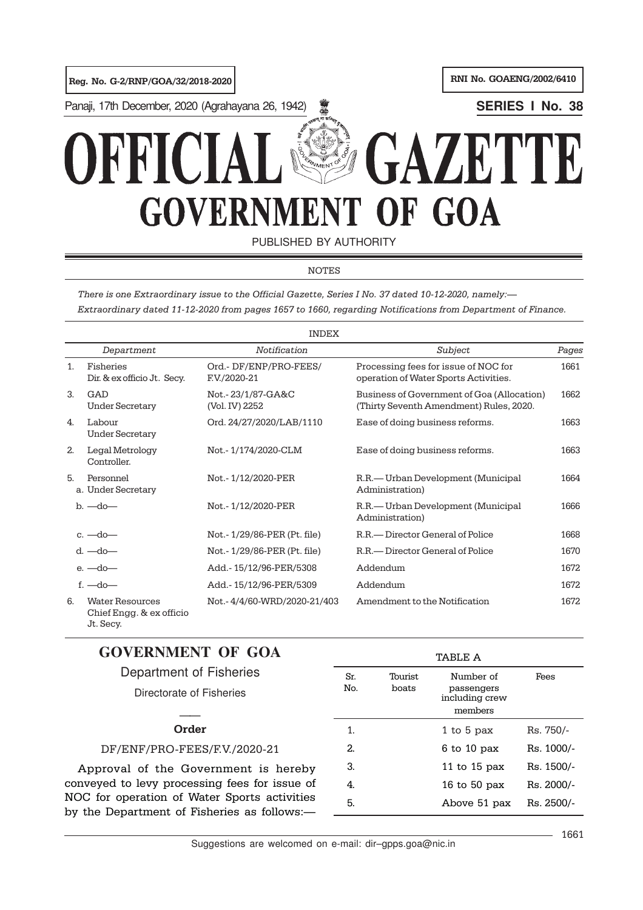Reg. No. G-2/RNP/GOA/32/2018-2020

RNI No. GOAENG/2002/6410

Panaji, 17th December, 2020 (Agrahayana 26, 1942)

**SERIES I No. 38**

# OFFICIAL GAZETTE
# GOVERNMENT OF GOA

PUBLISHED BY AUTHORITY

NOTES

*There is one Extraordinary issue to the Official Gazette, Series I No. 37 dated 10-12-2020, namely:—*

*Extraordinary dated 11-12-2020 from pages 1657 to 1660, regarding Notifications from Department of Finance.*

INDEX

| | *Department* | *Notification* | *Subject* | *Pages* |
|---|---|---|---|---|
| 1. | Fisheries<br>Dir. & ex officio Jt. Secy. | Ord.- DF/ENP/PRO-FEES/<br>F.V./2020-21 | Processing fees for issue of NOC for operation of Water Sports Activities. | 1661 |
| 3. | GAD<br>Under Secretary | Not.- 23/1/87-GA&C<br>(Vol. IV) 2252 | Business of Government of Goa (Allocation) (Thirty Seventh Amendment) Rules, 2020. | 1662 |
| 4. | Labour<br>Under Secretary | Ord. 24/27/2020/LAB/1110 | Ease of doing business reforms. | 1663 |
| 2. | Legal Metrology<br>Controller. | Not.- 1/174/2020-CLM | Ease of doing business reforms. | 1663 |
| 5. | Personnel<br>a. Under Secretary | Not.- 1/12/2020-PER | R.R.— Urban Development (Municipal Administration) | 1664 |
| | b. —do— | Not.- 1/12/2020-PER | R.R.— Urban Development (Municipal Administration) | 1666 |
| | c. —do— | Not.- 1/29/86-PER (Pt. file) | R.R.— Director General of Police | 1668 |
| | d. —do— | Not.- 1/29/86-PER (Pt. file) | R.R.— Director General of Police | 1670 |
| | e. —do— | Add.- 15/12/96-PER/5308 | Addendum | 1672 |
| | f. —do— | Add.- 15/12/96-PER/5309 | Addendum | 1672 |
| 6. | Water Resources<br>Chief Engg. & ex officio Jt. Secy. | Not.- 4/4/60-WRD/2020-21/403 | Amendment to the Notification | 1672 |

## GOVERNMENT OF GOA

Department of Fisheries

Directorate of Fisheries

___

**Order**

DF/ENF/PRO-FEES/F.V./2020-21

Approval of the Government is hereby conveyed to levy processing fees for issue of NOC for operation of Water Sports activities by the Department of Fisheries as follows:—

TABLE A

| Sr. No. | Tourist boats | Number of passengers including crew members | Fees |
|---|---|---|---|
| 1. | | 1 to 5 pax | Rs. 750/- |
| 2. | | 6 to 10 pax | Rs. 1000/- |
| 3. | | 11 to 15 pax | Rs. 1500/- |
| 4. | | 16 to 50 pax | Rs. 2000/- |
| 5. | | Above 51 pax | Rs. 2500/- |

Suggestions are welcomed on e-mail: dir–gpps.goa@nic.in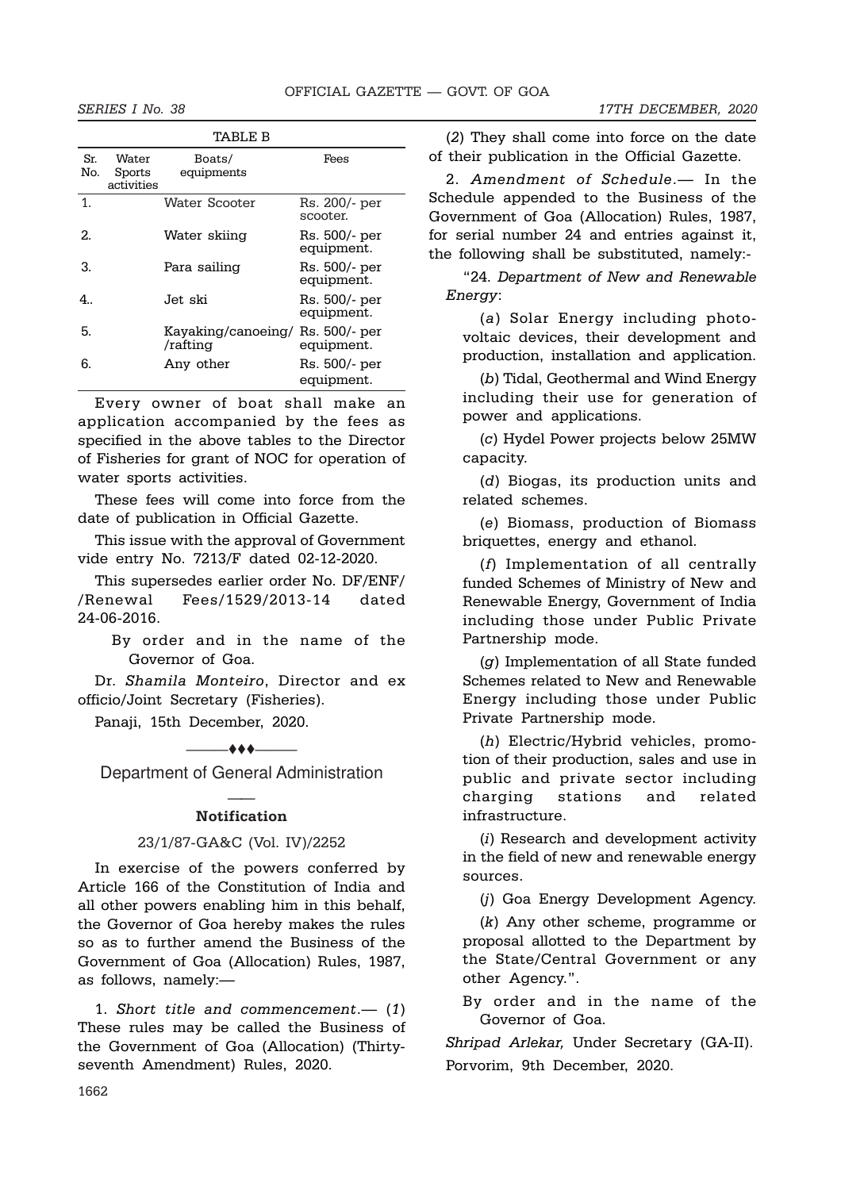TABLE B

| Sr. No. | Water Sports activities | Boats/ equipments | Fees |
|---|---|---|---|
| 1. | | Water Scooter | Rs. 200/- per scooter. |
| 2. | | Water skiing | Rs. 500/- per equipment. |
| 3. | | Para sailing | Rs. 500/- per equipment. |
| 4.. | | Jet ski | Rs. 500/- per equipment. |
| 5. | | Kayaking/canoeing/ /rafting | Rs. 500/- per equipment. |
| 6. | | Any other | Rs. 500/- per equipment. |

Every owner of boat shall make an application accompanied by the fees as specified in the above tables to the Director of Fisheries for grant of NOC for operation of water sports activities.

These fees will come into force from the date of publication in Official Gazette.

This issue with the approval of Government vide entry No. 7213/F dated 02-12-2020.

This supersedes earlier order No. DF/ENF/ /Renewal Fees/1529/2013-14 dated 24-06-2016.

By order and in the name of the Governor of Goa.

Dr. *Shamila Monteiro*, Director and ex officio/Joint Secretary (Fisheries).

Panaji, 15th December, 2020.

———♦♦♦———

## Department of General Administration

### Notification

23/1/87-GA&C (Vol. IV)/2252

In exercise of the powers conferred by Article 166 of the Constitution of India and all other powers enabling him in this behalf, the Governor of Goa hereby makes the rules so as to further amend the Business of the Government of Goa (Allocation) Rules, 1987, as follows, namely:—

1. *Short title and commencement*.— (*1*) These rules may be called the Business of the Government of Goa (Allocation) (Thirty-seventh Amendment) Rules, 2020.

(*2*) They shall come into force on the date of their publication in the Official Gazette.

2. *Amendment of Schedule*.— In the Schedule appended to the Business of the Government of Goa (Allocation) Rules, 1987, for serial number 24 and entries against it, the following shall be substituted, namely:-

"24. *Department of New and Renewable Energy*:

(*a*) Solar Energy including photo-voltaic devices, their development and production, installation and application.

(*b*) Tidal, Geothermal and Wind Energy including their use for generation of power and applications.

(*c*) Hydel Power projects below 25MW capacity.

(*d*) Biogas, its production units and related schemes.

(*e*) Biomass, production of Biomass briquettes, energy and ethanol.

(*f*) Implementation of all centrally funded Schemes of Ministry of New and Renewable Energy, Government of India including those under Public Private Partnership mode.

(*g*) Implementation of all State funded Schemes related to New and Renewable Energy including those under Public Private Partnership mode.

(*h*) Electric/Hybrid vehicles, promotion of their production, sales and use in public and private sector including charging stations and related infrastructure.

(*i*) Research and development activity in the field of new and renewable energy sources.

(*j*) Goa Energy Development Agency.

(*k*) Any other scheme, programme or proposal allotted to the Department by the State/Central Government or any other Agency.".

By order and in the name of the Governor of Goa.

*Shripad Arlekar,* Under Secretary (GA-II).

Porvorim, 9th December, 2020.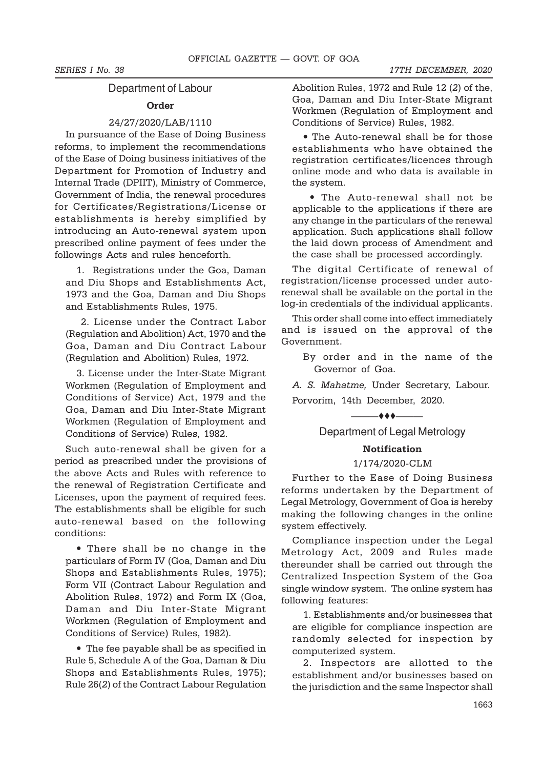## Department of Labour

### Order

24/27/2020/LAB/1110

In pursuance of the Ease of Doing Business reforms, to implement the recommendations of the Ease of Doing business initiatives of the Department for Promotion of Industry and Internal Trade (DPIIT), Ministry of Commerce, Government of India, the renewal procedures for Certificates/Registrations/License or establishments is hereby simplified by introducing an Auto-renewal system upon prescribed online payment of fees under the followings Acts and rules henceforth.

1. Registrations under the Goa, Daman and Diu Shops and Establishments Act, 1973 and the Goa, Daman and Diu Shops and Establishments Rules, 1975.

2. License under the Contract Labor (Regulation and Abolition) Act, 1970 and the Goa, Daman and Diu Contract Labour (Regulation and Abolition) Rules, 1972.

3. License under the Inter-State Migrant Workmen (Regulation of Employment and Conditions of Service) Act, 1979 and the Goa, Daman and Diu Inter-State Migrant Workmen (Regulation of Employment and Conditions of Service) Rules, 1982.

Such auto-renewal shall be given for a period as prescribed under the provisions of the above Acts and Rules with reference to the renewal of Registration Certificate and Licenses, upon the payment of required fees. The establishments shall be eligible for such auto-renewal based on the following conditions:

- There shall be no change in the particulars of Form IV (Goa, Daman and Diu Shops and Establishments Rules, 1975); Form VII (Contract Labour Regulation and Abolition Rules, 1972) and Form IX (Goa, Daman and Diu Inter-State Migrant Workmen (Regulation of Employment and Conditions of Service) Rules, 1982).

- The fee payable shall be as specified in Rule 5, Schedule A of the Goa, Daman & Diu Shops and Establishments Rules, 1975); Rule 26(*2*) of the Contract Labour Regulation Abolition Rules, 1972 and Rule 12 (*2*) of the, Goa, Daman and Diu Inter-State Migrant Workmen (Regulation of Employment and Conditions of Service) Rules, 1982.

- The Auto-renewal shall be for those establishments who have obtained the registration certificates/licences through online mode and who data is available in the system.

- The Auto-renewal shall not be applicable to the applications if there are any change in the particulars of the renewal application. Such applications shall follow the laid down process of Amendment and the case shall be processed accordingly.

The digital Certificate of renewal of registration/license processed under auto-renewal shall be available on the portal in the log-in credentials of the individual applicants.

This order shall come into effect immediately and is issued on the approval of the Government.

By order and in the name of the Governor of Goa.

*A. S. Mahatme,* Under Secretary, Labour.

Porvorim, 14th December, 2020.

———♦♦♦———

## Department of Legal Metrology

### Notification

1/174/2020-CLM

Further to the Ease of Doing Business reforms undertaken by the Department of Legal Metrology, Government of Goa is hereby making the following changes in the online system effectively.

Compliance inspection under the Legal Metrology Act, 2009 and Rules made thereunder shall be carried out through the Centralized Inspection System of the Goa single window system. The online system has following features:

1. Establishments and/or businesses that are eligible for compliance inspection are randomly selected for inspection by computerized system.

2. Inspectors are allotted to the establishment and/or businesses based on the jurisdiction and the same Inspector shall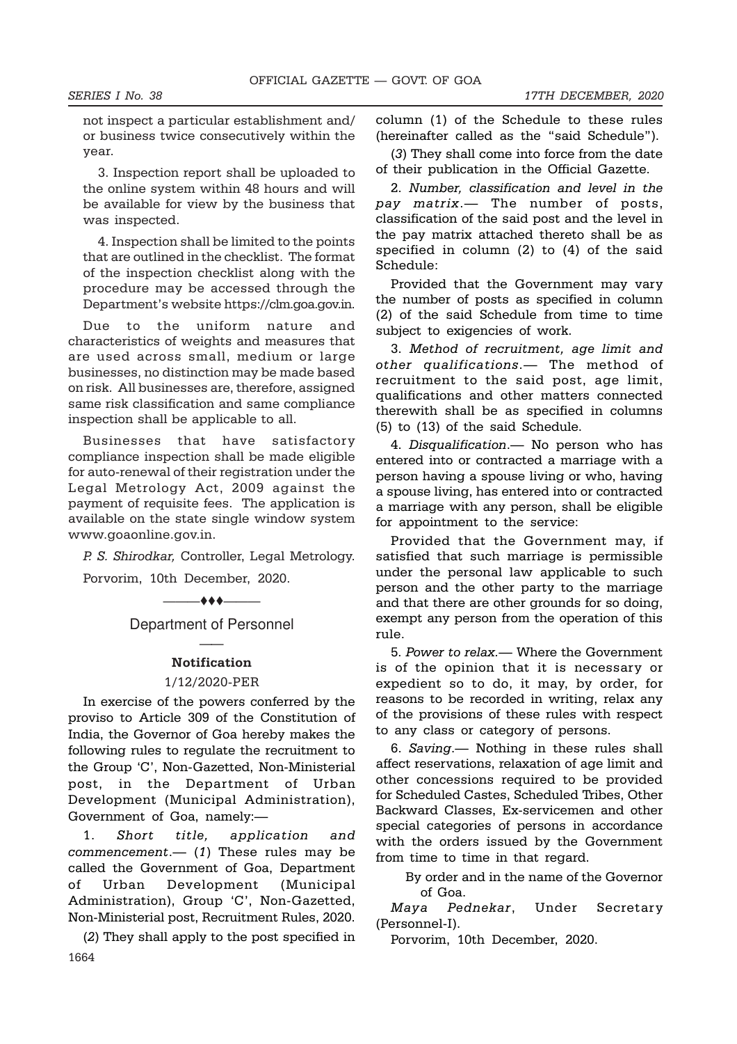not inspect a particular establishment and/ or business twice consecutively within the year.

3. Inspection report shall be uploaded to the online system within 48 hours and will be available for view by the business that was inspected.

4. Inspection shall be limited to the points that are outlined in the checklist. The format of the inspection checklist along with the procedure may be accessed through the Department's website https://clm.goa.gov.in.

Due to the uniform nature and characteristics of weights and measures that are used across small, medium or large businesses, no distinction may be made based on risk. All businesses are, therefore, assigned same risk classification and same compliance inspection shall be applicable to all.

Businesses that have satisfactory compliance inspection shall be made eligible for auto-renewal of their registration under the Legal Metrology Act, 2009 against the payment of requisite fees. The application is available on the state single window system www.goaonline.gov.in.

*P. S. Shirodkar,* Controller, Legal Metrology.

Porvorim, 10th December, 2020.

---

## Department of Personnel

### Notification

1/12/2020-PER

In exercise of the powers conferred by the proviso to Article 309 of the Constitution of India, the Governor of Goa hereby makes the following rules to regulate the recruitment to the Group 'C', Non-Gazetted, Non-Ministerial post, in the Department of Urban Development (Municipal Administration), Government of Goa, namely:—

1. *Short title, application and commencement*.— (*1*) These rules may be called the Government of Goa, Department of Urban Development (Municipal Administration), Group 'C', Non-Gazetted, Non-Ministerial post, Recruitment Rules, 2020.

(*2*) They shall apply to the post specified in column (1) of the Schedule to these rules (hereinafter called as the "said Schedule").

(*3*) They shall come into force from the date of their publication in the Official Gazette.

2. *Number, classification and level in the pay matrix*.— The number of posts, classification of the said post and the level in the pay matrix attached thereto shall be as specified in column (2) to (4) of the said Schedule:

Provided that the Government may vary the number of posts as specified in column (2) of the said Schedule from time to time subject to exigencies of work.

3. *Method of recruitment, age limit and other qualifications*.— The method of recruitment to the said post, age limit, qualifications and other matters connected therewith shall be as specified in columns (5) to (13) of the said Schedule.

4. *Disqualification*.— No person who has entered into or contracted a marriage with a person having a spouse living or who, having a spouse living, has entered into or contracted a marriage with any person, shall be eligible for appointment to the service:

Provided that the Government may, if satisfied that such marriage is permissible under the personal law applicable to such person and the other party to the marriage and that there are other grounds for so doing, exempt any person from the operation of this rule.

5. *Power to relax*.— Where the Government is of the opinion that it is necessary or expedient so to do, it may, by order, for reasons to be recorded in writing, relax any of the provisions of these rules with respect to any class or category of persons.

6. *Saving*.— Nothing in these rules shall affect reservations, relaxation of age limit and other concessions required to be provided for Scheduled Castes, Scheduled Tribes, Other Backward Classes, Ex-servicemen and other special categories of persons in accordance with the orders issued by the Government from time to time in that regard.

By order and in the name of the Governor of Goa.

*Maya Pednekar*, Under Secretary (Personnel-I).

Porvorim, 10th December, 2020.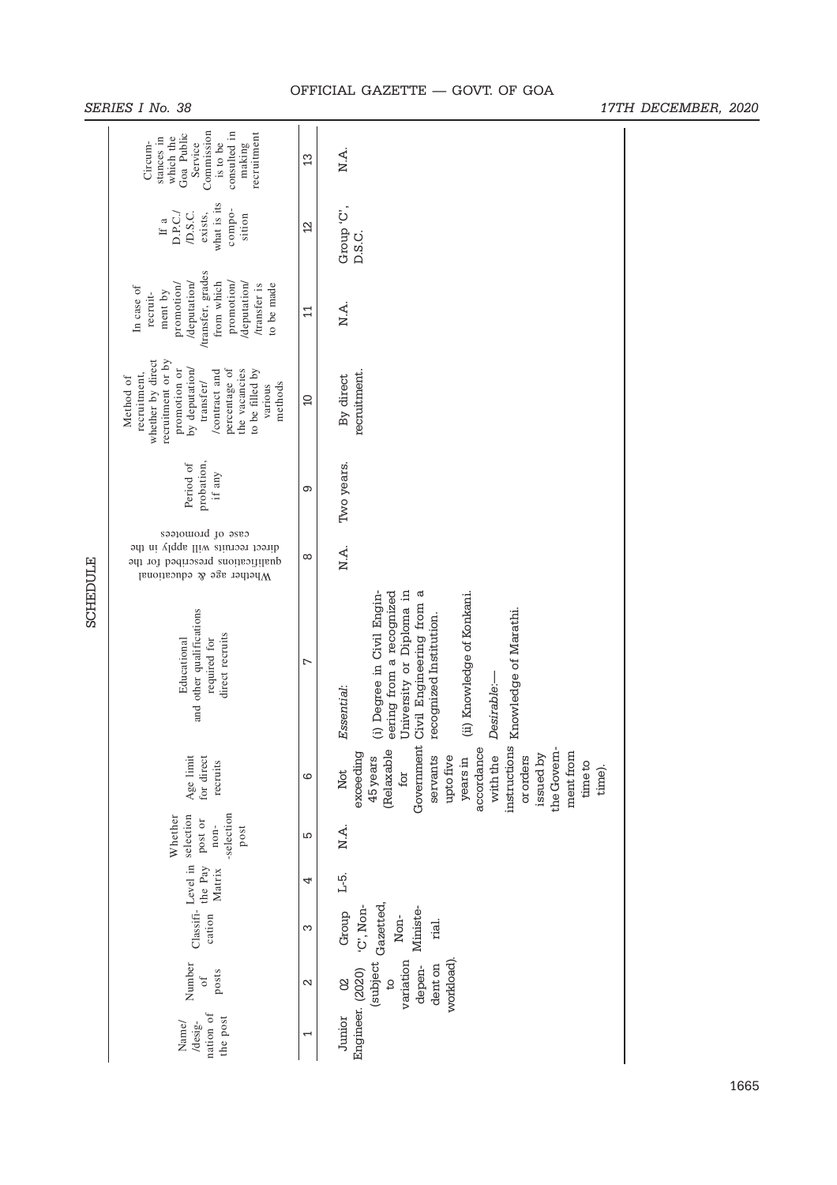## SCHEDULE

| Name/ /designation of the post | Number of posts | Classification | Level in the Pay Matrix | Whether selection post or non-selection post | Age limit for direct recruits | Educational and other qualifications required for direct recruits | Whether age & educational qualifications prescribed for the direct recruits will apply in the case of promotees | Period of probation, if any | Method of recruitment, whether by direct recruitment or by promotion or by deputation/ transfer/ /contract and percentage of the vacancies to be filled by various methods | In case of recruitment by promotion/ /deputation/ /transfer, grades from which promotion/ /deputation/ /transfer is to be made | If a D.P.C./ /D.S.C. exists, what is its composition | Circumstances in which the Goa Public Service Commission is to be consulted in making recruitment |
|---|---|---|---|---|---|---|---|---|---|---|---|---|
| 1 | 2 | 3 | 4 | 5 | 6 | 7 | 8 | 9 | 10 | 11 | 12 | 13 |
| Junior Engineer. | 02 (2020) (subject to variation dependent on workload). | Group 'C', Non-Gazetted, Non-Ministerial. | L-5. | N.A. | Not exceeding 45 years (Relaxable for Government servants upto five years in accordance with the instructions or orders issued by the Government from time to time). | *Essential*:<br>(i) Degree in Civil Engineering from a recognized University or Diploma in Civil Engineering from a recognized Institution.<br>(ii) Knowledge of Konkani.<br>*Desirable*:—<br>Knowledge of Marathi. | N.A. | Two years. | By direct recruitment. | N.A. | Group 'C', D.S.C. | N.A. |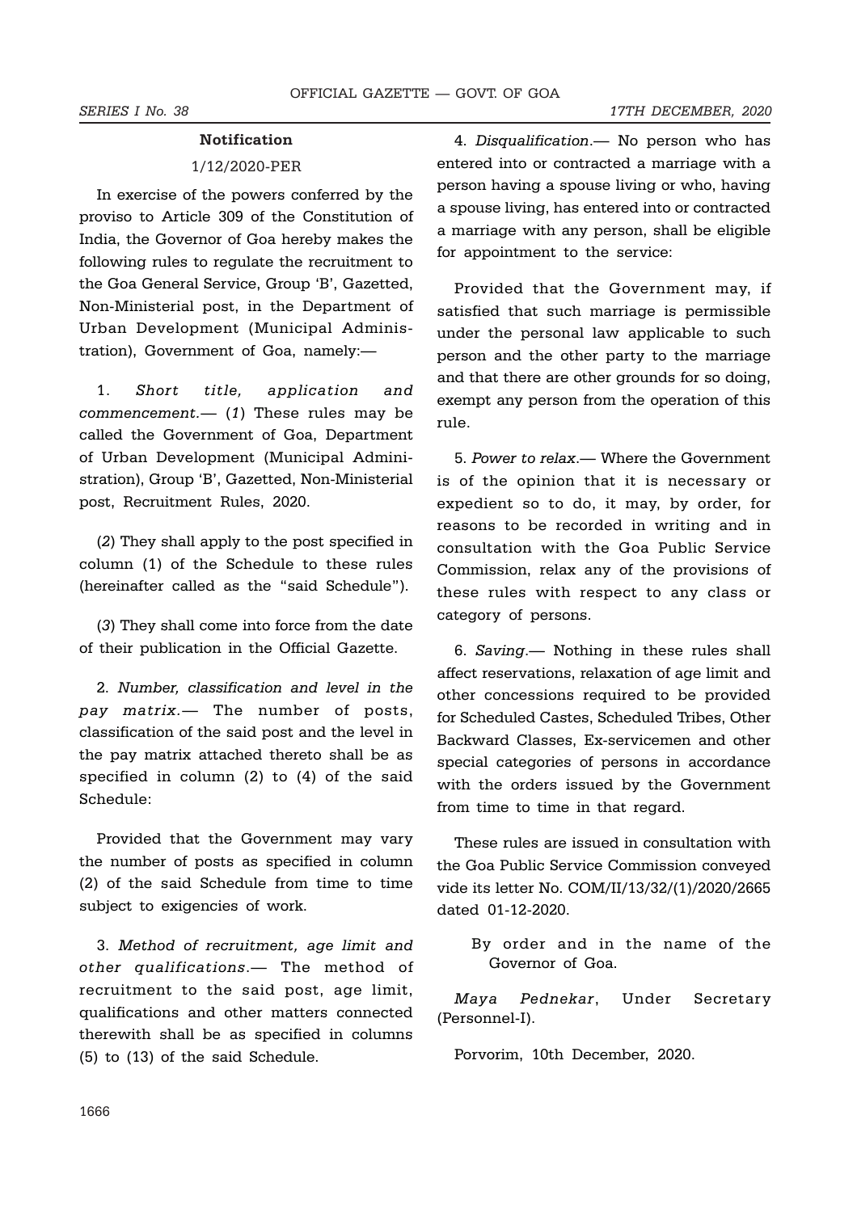### Notification

1/12/2020-PER

In exercise of the powers conferred by the proviso to Article 309 of the Constitution of India, the Governor of Goa hereby makes the following rules to regulate the recruitment to the Goa General Service, Group 'B', Gazetted, Non-Ministerial post, in the Department of Urban Development (Municipal Administration), Government of Goa, namely:—

1. *Short title, application and commencement.*— (*1*) These rules may be called the Government of Goa, Department of Urban Development (Municipal Administration), Group 'B', Gazetted, Non-Ministerial post, Recruitment Rules, 2020.

(*2*) They shall apply to the post specified in column (1) of the Schedule to these rules (hereinafter called as the "said Schedule").

(*3*) They shall come into force from the date of their publication in the Official Gazette.

2. *Number, classification and level in the pay matrix.*— The number of posts, classification of the said post and the level in the pay matrix attached thereto shall be as specified in column (2) to (4) of the said Schedule:

Provided that the Government may vary the number of posts as specified in column (2) of the said Schedule from time to time subject to exigencies of work.

3. *Method of recruitment, age limit and other qualifications*.— The method of recruitment to the said post, age limit, qualifications and other matters connected therewith shall be as specified in columns (5) to (13) of the said Schedule.

4. *Disqualification*.— No person who has entered into or contracted a marriage with a person having a spouse living or who, having a spouse living, has entered into or contracted a marriage with any person, shall be eligible for appointment to the service:

Provided that the Government may, if satisfied that such marriage is permissible under the personal law applicable to such person and the other party to the marriage and that there are other grounds for so doing, exempt any person from the operation of this rule.

5. *Power to relax*.— Where the Government is of the opinion that it is necessary or expedient so to do, it may, by order, for reasons to be recorded in writing and in consultation with the Goa Public Service Commission, relax any of the provisions of these rules with respect to any class or category of persons.

6. *Saving*.— Nothing in these rules shall affect reservations, relaxation of age limit and other concessions required to be provided for Scheduled Castes, Scheduled Tribes, Other Backward Classes, Ex-servicemen and other special categories of persons in accordance with the orders issued by the Government from time to time in that regard.

These rules are issued in consultation with the Goa Public Service Commission conveyed vide its letter No. COM/II/13/32/(1)/2020/2665 dated 01-12-2020.

By order and in the name of the Governor of Goa.

*Maya Pednekar*, Under Secretary (Personnel-I).

Porvorim, 10th December, 2020.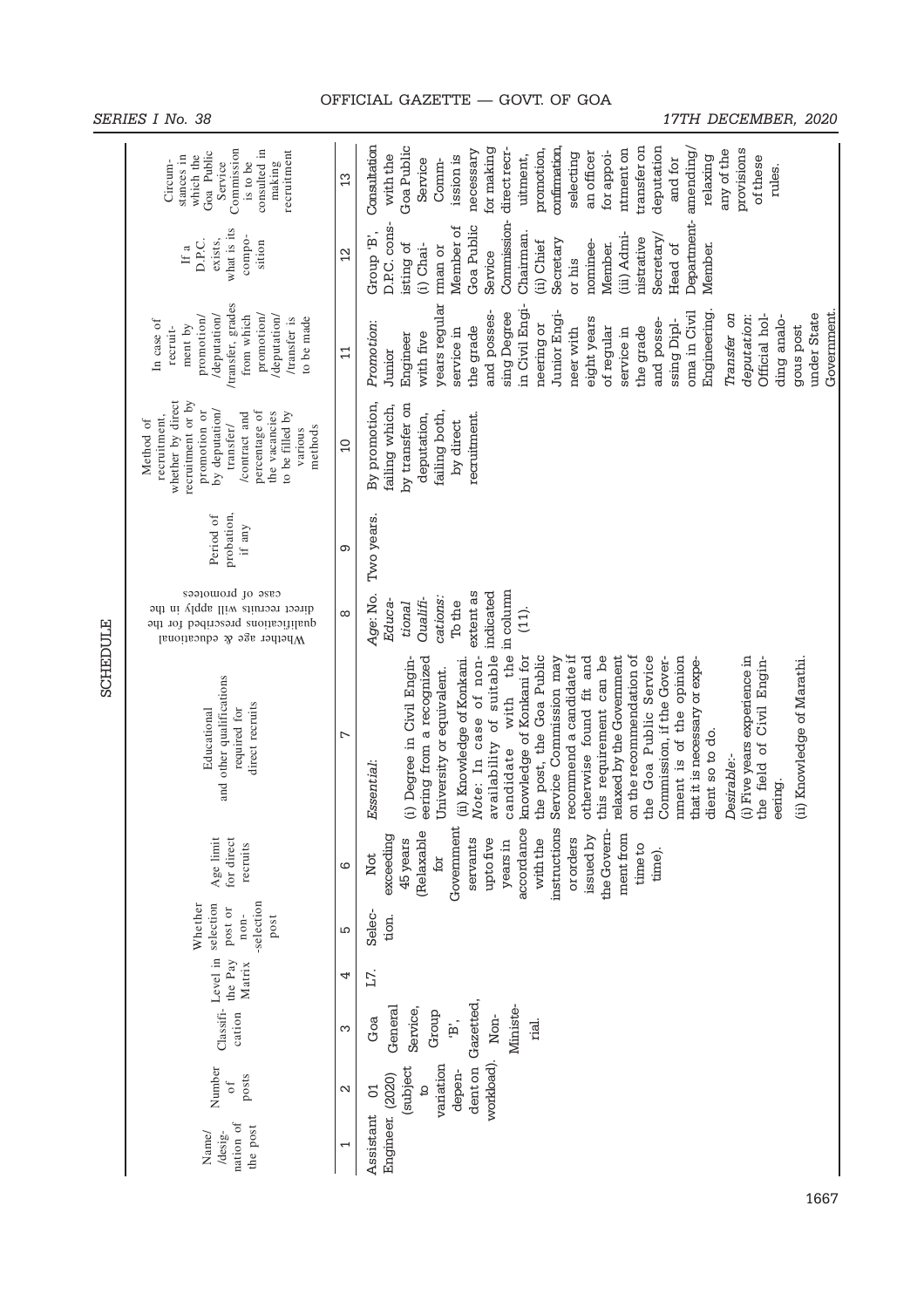SCHEDULE

| Name/ /designation of the post | Number of posts | Classification | Level in the Pay Matrix | Whether selection post or non-selection post | Age limit for direct recruits | Educational and other qualifications required for direct recruits | Whether age & educational qualifications prescribed for the direct recruits will apply in the case of promotees | Period of probation, if any | Method of recruitment, whether by direct recruitment or by promotion or by deputation/ transfer/ /contract and percentage of the vacancies to be filled by various methods | In case of recruitment by promotion/ /deputation/ /transfer, grades from which promotion/ /deputation/ /transfer is to be made | If a D.P.C. exists, what is its composition | Circumstances in which the Goa Public Service Commission is to be consulted in making recruitment |
|---|---|---|---|---|---|---|---|---|---|---|---|---|
| 1 | 2 | 3 | 4 | 5 | 6 | 7 | 8 | 9 | 10 | 11 | 12 | 13 |
| Assistant Engineer. | 01 (2020) (subject to variation dependent on workload). | Goa General Service, Group 'B', Gazetted, Non-Ministerial. | L7. | Selection. | Not exceeding 45 years (Relaxable for Government servants upto five years in accordance with the instructions or orders issued by the Government from time to time). | *Essential*:<br><br>(i) Degree in Civil Engineering from a recognized University or equivalent.<br>(ii) Knowledge of Konkani.<br>*Note*: In case of non-availability of suitable candidate with the knowledge of Konkani for the post, the Goa Public Service Commission may recommend a candidate if otherwise found fit and this requirement can be relaxed by the Government on the recommendation of the Goa Public Service Commission, if the Government is of the opinion that it is necessary or expedient so to do.<br><br>*Desirable*:-<br>(i) Five years experience in the field of Civil Engineering.<br>(ii) Knowledge of Marathi. | *Age*: No. *Educational Qualifications*: To the extent as indicated in column (11). | Two years. | By promotion, failing which, by transfer on deputation, failing both, by direct recruitment. | *Promotion*:<br>Junior Engineer with five years regular service in the grade and possessing Degree in Civil Engineering or Junior Engineer with eight years of regular service in the grade and possessing Diploma in Civil Engineering.<br>*Transfer on deputation*:<br>Official holding analogous post under State Government. | Group 'B', D.P.C. consisting of<br>(i) Chairman or Member of Goa Public Service Commission- Chairman.<br>(ii) Chief Secretary or his nominee- Member.<br>(iii) Administrative Secretary/ Head of Department- Member. | Consultation with the Goa Public Service Commission is necessary for making direct recruitment, promotion, confirmation, selecting an officer for appointment on transfer on deputation and for amending/ relaxing any of the provisions of these rules. |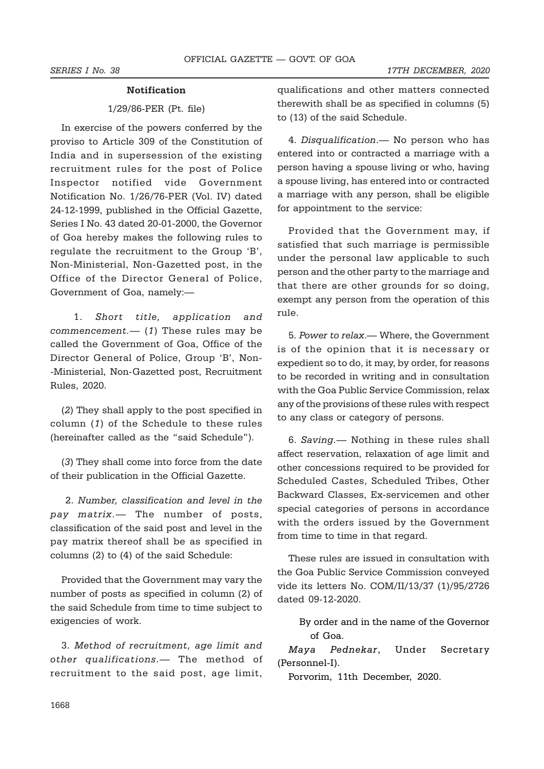**Notification**

1/29/86-PER (Pt. file)

In exercise of the powers conferred by the proviso to Article 309 of the Constitution of India and in supersession of the existing recruitment rules for the post of Police Inspector notified vide Government Notification No. 1/26/76-PER (Vol. IV) dated 24-12-1999, published in the Official Gazette, Series I No. 43 dated 20-01-2000, the Governor of Goa hereby makes the following rules to regulate the recruitment to the Group 'B', Non-Ministerial, Non-Gazetted post, in the Office of the Director General of Police, Government of Goa, namely:—

1. *Short title, application and commencement.*— (*1*) These rules may be called the Government of Goa, Office of the Director General of Police, Group 'B', Non--Ministerial, Non-Gazetted post, Recruitment Rules, 2020.

(*2*) They shall apply to the post specified in column (*1*) of the Schedule to these rules (hereinafter called as the "said Schedule").

(*3*) They shall come into force from the date of their publication in the Official Gazette.

2. *Number, classification and level in the pay matrix.*— The number of posts, classification of the said post and level in the pay matrix thereof shall be as specified in columns (2) to (4) of the said Schedule:

Provided that the Government may vary the number of posts as specified in column (2) of the said Schedule from time to time subject to exigencies of work.

3. *Method of recruitment, age limit and other qualifications*.— The method of recruitment to the said post, age limit, qualifications and other matters connected therewith shall be as specified in columns (5) to (13) of the said Schedule.

4. *Disqualification.*— No person who has entered into or contracted a marriage with a person having a spouse living or who, having a spouse living, has entered into or contracted a marriage with any person, shall be eligible for appointment to the service:

Provided that the Government may, if satisfied that such marriage is permissible under the personal law applicable to such person and the other party to the marriage and that there are other grounds for so doing, exempt any person from the operation of this rule.

5. *Power to relax.*— Where, the Government is of the opinion that it is necessary or expedient so to do, it may, by order, for reasons to be recorded in writing and in consultation with the Goa Public Service Commission, relax any of the provisions of these rules with respect to any class or category of persons.

6. *Saving.*— Nothing in these rules shall affect reservation, relaxation of age limit and other concessions required to be provided for Scheduled Castes, Scheduled Tribes, Other Backward Classes, Ex-servicemen and other special categories of persons in accordance with the orders issued by the Government from time to time in that regard.

These rules are issued in consultation with the Goa Public Service Commission conveyed vide its letters No. COM/II/13/37 (1)/95/2726 dated 09-12-2020.

By order and in the name of the Governor of Goa.

*Maya Pednekar*, Under Secretary (Personnel-I).

Porvorim, 11th December, 2020.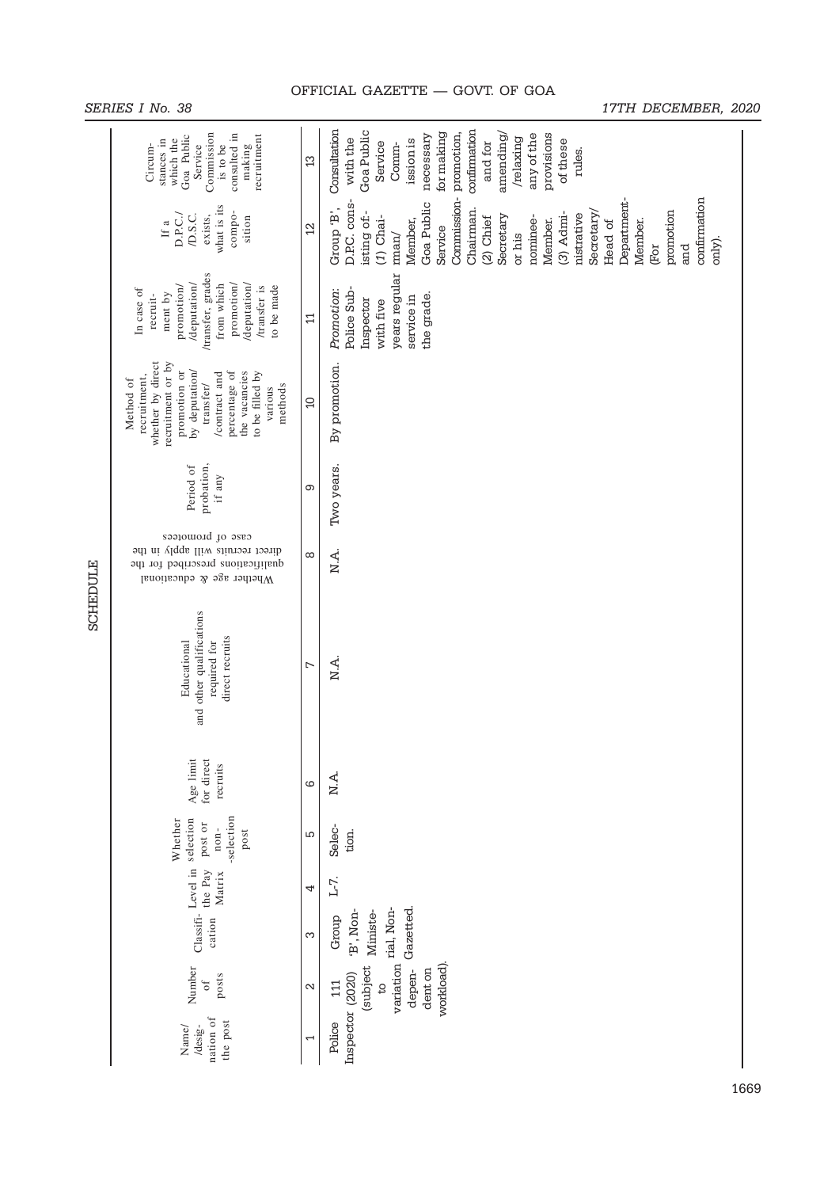SCHEDULE

| Name/ /designation of the post | Number of posts | Classification | Level in the Pay Matrix | Whether selection post or non-selection post | Age limit for direct recruits | Educational and other qualifications required for direct recruits | Whether age & educational qualifications prescribed for the direct recruits will apply in the case of promotees | Period of probation, if any | Method of recruitment, whether by direct recruitment or by promotion or by deputation/ transfer/ /contract and percentage of the vacancies to be filled by various methods | In case of recruitment by promotion/ /deputation/ /transfer, grades from which promotion/ /deputation/ /transfer is to be made | If a D.P.C./ /D.S.C. exists, what is its composition | Circumstances in which the Goa Public Service Commission is to be consulted in making recruitment |
|---|---|---|---|---|---|---|---|---|---|---|---|---|
| 1 | 2 | 3 | 4 | 5 | 6 | 7 | 8 | 9 | 10 | 11 | 12 | 13 |
| Police Inspector | 111 (2020) (subject to variation dependent on workload). | Group 'B', Non-Ministerial, Non-Gazetted. | L-7. | Selection. | N.A. | N.A. | N.A. | Two years. | By promotion. | *Promotion*: Police Sub-Inspector with five years regular service in the grade. | Group 'B', D.P.C. consisting of:- (1) Chairman/ Member, Goa Public Service Commission- Chairman. (2) Chief Secretary or his nominee- Member. (3) Administrative Secretary/ Head of Department- Member. (For promotion and confirmation only). | Consultation with the Goa Public Service Commission is necessary for making promotion, confirmation and for amending/ /relaxing any of the provisions of these rules. |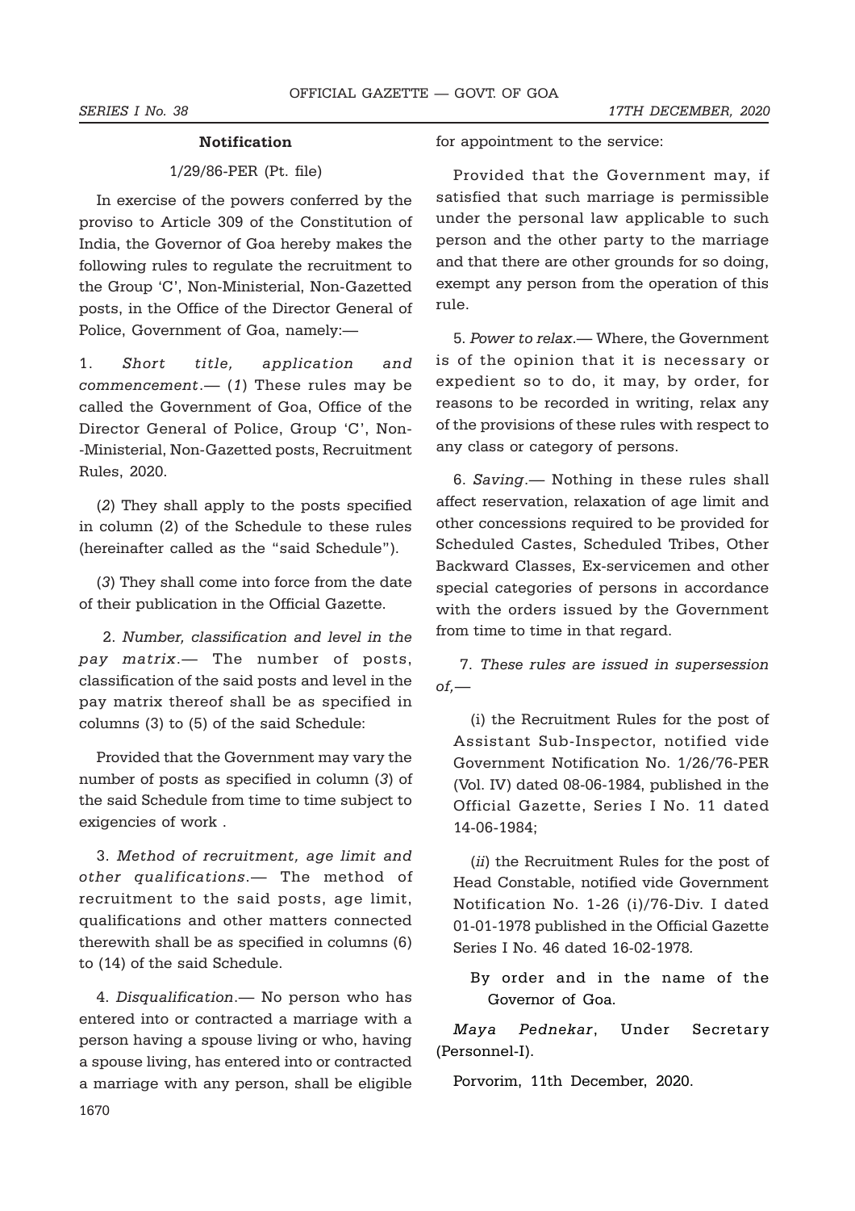### Notification

1/29/86-PER (Pt. file)

In exercise of the powers conferred by the proviso to Article 309 of the Constitution of India, the Governor of Goa hereby makes the following rules to regulate the recruitment to the Group 'C', Non-Ministerial, Non-Gazetted posts, in the Office of the Director General of Police, Government of Goa, namely:—

1. *Short title, application and commencement*.— (*1*) These rules may be called the Government of Goa, Office of the Director General of Police, Group 'C', Non--Ministerial, Non-Gazetted posts, Recruitment Rules, 2020.

(*2*) They shall apply to the posts specified in column (2) of the Schedule to these rules (hereinafter called as the "said Schedule").

(*3*) They shall come into force from the date of their publication in the Official Gazette.

2. *Number, classification and level in the pay matrix*.— The number of posts, classification of the said posts and level in the pay matrix thereof shall be as specified in columns (3) to (5) of the said Schedule:

Provided that the Government may vary the number of posts as specified in column (*3*) of the said Schedule from time to time subject to exigencies of work .

3. *Method of recruitment, age limit and other qualifications*.— The method of recruitment to the said posts, age limit, qualifications and other matters connected therewith shall be as specified in columns (6) to (14) of the said Schedule.

4. *Disqualification*.— No person who has entered into or contracted a marriage with a person having a spouse living or who, having a spouse living, has entered into or contracted a marriage with any person, shall be eligible for appointment to the service:

Provided that the Government may, if satisfied that such marriage is permissible under the personal law applicable to such person and the other party to the marriage and that there are other grounds for so doing, exempt any person from the operation of this rule.

5. *Power to relax*.— Where, the Government is of the opinion that it is necessary or expedient so to do, it may, by order, for reasons to be recorded in writing, relax any of the provisions of these rules with respect to any class or category of persons.

6. *Saving*.— Nothing in these rules shall affect reservation, relaxation of age limit and other concessions required to be provided for Scheduled Castes, Scheduled Tribes, Other Backward Classes, Ex-servicemen and other special categories of persons in accordance with the orders issued by the Government from time to time in that regard.

7. *These rules are issued in supersession of,*—

(i) the Recruitment Rules for the post of Assistant Sub-Inspector, notified vide Government Notification No. 1/26/76-PER (Vol. IV) dated 08-06-1984, published in the Official Gazette, Series I No. 11 dated 14-06-1984;

(*ii*) the Recruitment Rules for the post of Head Constable, notified vide Government Notification No. 1-26 (i)/76-Div. I dated 01-01-1978 published in the Official Gazette Series I No. 46 dated 16-02-1978.

By order and in the name of the Governor of Goa.

*Maya Pednekar*, Under Secretary (Personnel-I).

Porvorim, 11th December, 2020.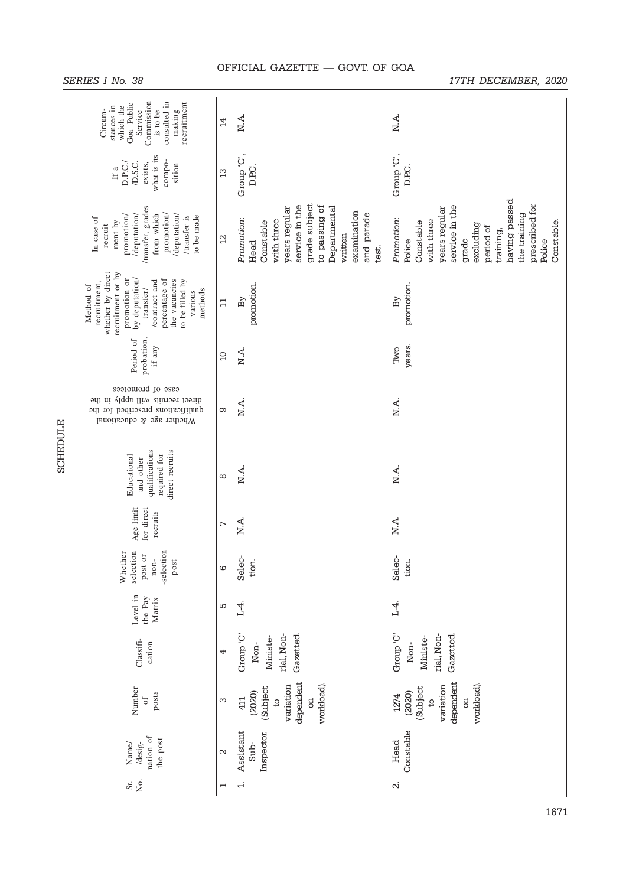## SCHEDULE

| Sr. No. | Name/ /designation of the post | Number of posts | Classification | Level in the Pay Matrix | Whether selection post or non--selection post | Age limit for direct recruits | Educational and other qualifications required for direct recruits | Whether age & educational qualifications prescribed for the direct recruits will apply in the case of promotees | Period of probation, if any | Method of recruitment, whether by direct recruitment or by promotion or by deputation/ transfer/ /contract and percentage of the vacancies to be filled by various methods | In case of recruitment by promotion/ /deputation/ /transfer, grades from which promotion/ /deputation/ /transfer is to be made | If a D.P.C./ /D.S.C. exists, what is its composition | Circumstances in which the Goa Public Service Commission is to be consulted in making recruitment |
|---|---|---|---|---|---|---|---|---|---|---|---|---|---|
| 1 | 2 | 3 | 4 | 5 | 6 | 7 | 8 | 9 | 10 | 11 | 12 | 13 | 14 |
| 1. | Assistant Sub-Inspector. | 411 (2020) (Subject to variation dependent on workload). | Group 'C' Non-Ministerial, Non-Gazetted. | L-4. | Selection. | N.A. | N.A. | N.A. | N.A. | By promotion. | *Promotion*: Head Constable with three years regular service in the grade subject to passing of Departmental written examination and parade test. | Group 'C', D.P.C. | N.A. |
| 2. | Head Constable | 1274 (2020) (Subject to variation dependent on workload). | Group 'C' Non-Ministerial, Non-Gazetted. | L-4. | Selection. | N.A. | N.A. | N.A. | Two years. | By promotion. | *Promotion*: Police Constable with three years regular service in the grade excluding period of training, having passed the training prescribed for Police Constable. | Group 'C', D.P.C. | N.A. |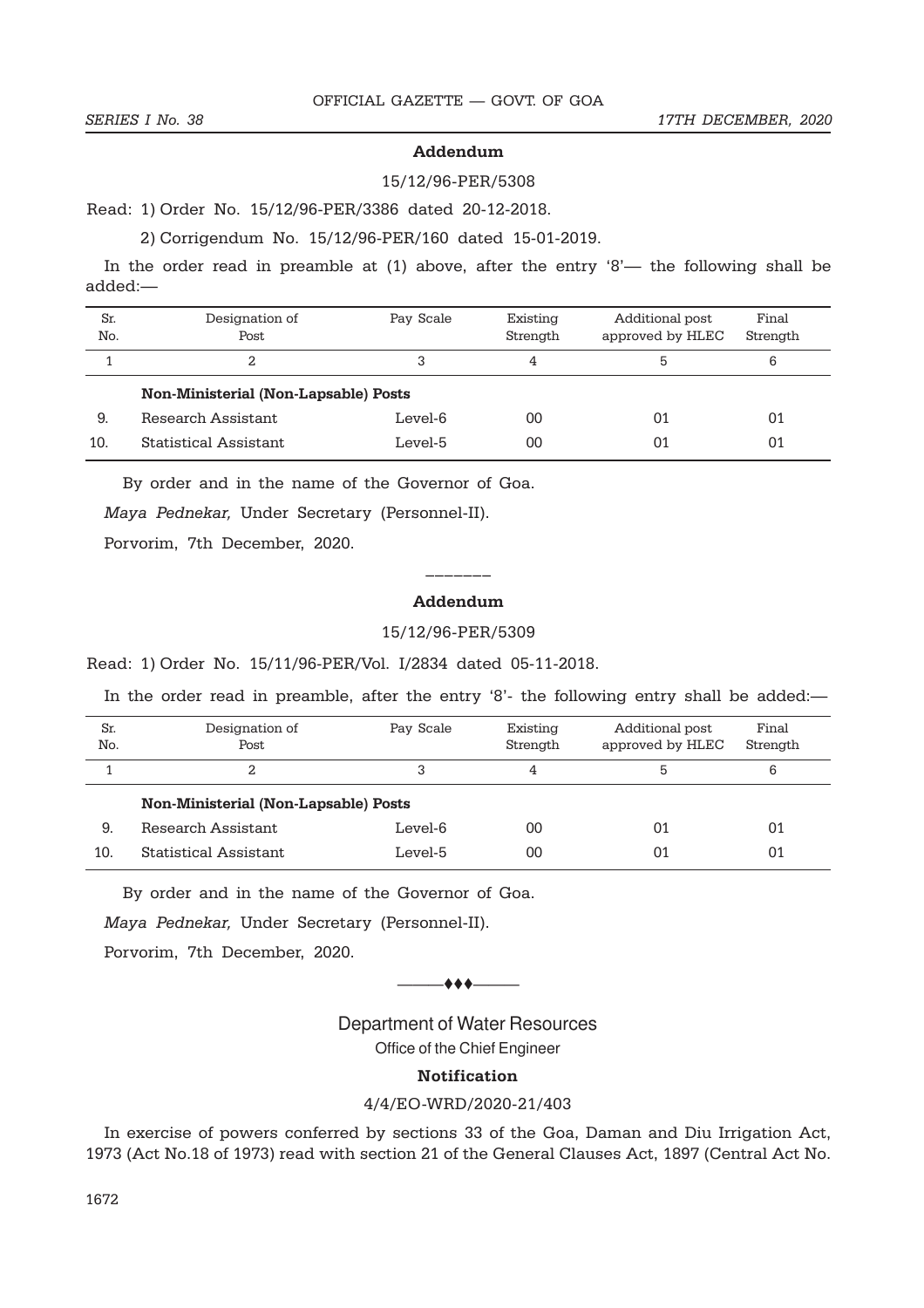### Addendum

15/12/96-PER/5308

Read: 1) Order No. 15/12/96-PER/3386 dated 20-12-2018.

2) Corrigendum No. 15/12/96-PER/160 dated 15-01-2019.

In the order read in preamble at (1) above, after the entry '8'— the following shall be added:—

| Sr. No. | Designation of Post | Pay Scale | Existing Strength | Additional post approved by HLEC | Final Strength |
|---|---|---|---|---|---|
| 1 | 2 | 3 | 4 | 5 | 6 |
| | **Non-Ministerial (Non-Lapsable) Posts** | | | | |
| 9. | Research Assistant | Level-6 | 00 | 01 | 01 |
| 10. | Statistical Assistant | Level-5 | 00 | 01 | 01 |

By order and in the name of the Governor of Goa.

*Maya Pednekar,* Under Secretary (Personnel-II).

Porvorim, 7th December, 2020.

———————

### Addendum

15/12/96-PER/5309

Read: 1) Order No. 15/11/96-PER/Vol. I/2834 dated 05-11-2018.

In the order read in preamble, after the entry '8'- the following entry shall be added:—

| Sr. No. | Designation of Post | Pay Scale | Existing Strength | Additional post approved by HLEC | Final Strength |
|---|---|---|---|---|---|
| 1 | 2 | 3 | 4 | 5 | 6 |
| | **Non-Ministerial (Non-Lapsable) Posts** | | | | |
| 9. | Research Assistant | Level-6 | 00 | 01 | 01 |
| 10. | Statistical Assistant | Level-5 | 00 | 01 | 01 |

By order and in the name of the Governor of Goa.

*Maya Pednekar,* Under Secretary (Personnel-II).

Porvorim, 7th December, 2020.

———♦♦♦———

## Department of Water Resources

Office of the Chief Engineer

### Notification

4/4/EO-WRD/2020-21/403

In exercise of powers conferred by sections 33 of the Goa, Daman and Diu Irrigation Act, 1973 (Act No.18 of 1973) read with section 21 of the General Clauses Act, 1897 (Central Act No.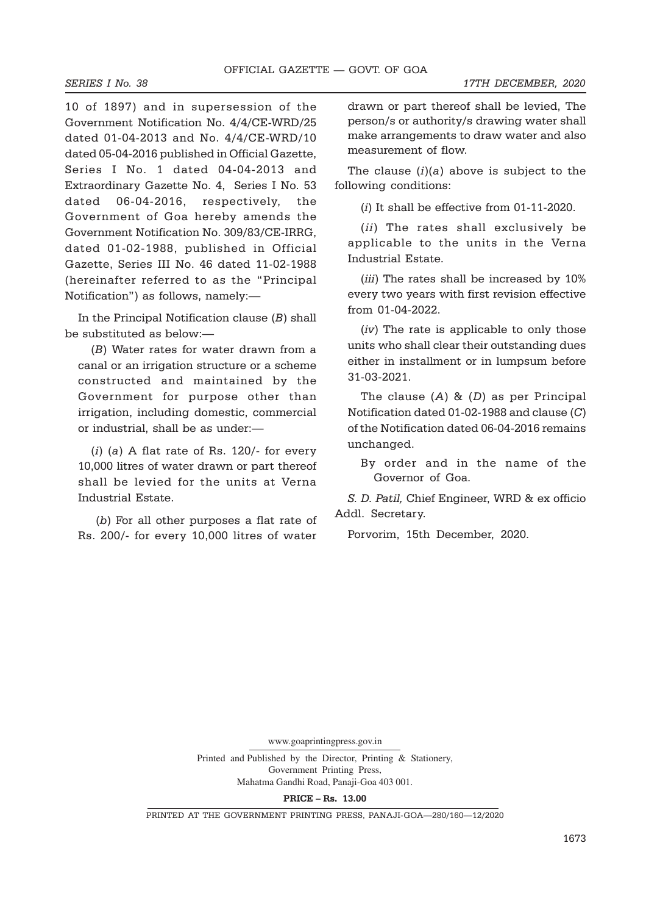10 of 1897) and in supersession of the Government Notification No. 4/4/CE-WRD/25 dated 01-04-2013 and No. 4/4/CE-WRD/10 dated 05-04-2016 published in Official Gazette, Series I No. 1 dated 04-04-2013 and Extraordinary Gazette No. 4, Series I No. 53 dated 06-04-2016, respectively, the Government of Goa hereby amends the Government Notification No. 309/83/CE-IRRG, dated 01-02-1988, published in Official Gazette, Series III No. 46 dated 11-02-1988 (hereinafter referred to as the "Principal Notification") as follows, namely:—

In the Principal Notification clause (*B*) shall be substituted as below:—

(*B*) Water rates for water drawn from a canal or an irrigation structure or a scheme constructed and maintained by the Government for purpose other than irrigation, including domestic, commercial or industrial, shall be as under:—

(*i*) (*a*) A flat rate of Rs. 120/- for every 10,000 litres of water drawn or part thereof shall be levied for the units at Verna Industrial Estate.

(*b*) For all other purposes a flat rate of Rs. 200/- for every 10,000 litres of water drawn or part thereof shall be levied, The person/s or authority/s drawing water shall make arrangements to draw water and also measurement of flow.

The clause (*i*)(*a*) above is subject to the following conditions:

(*i*) It shall be effective from 01-11-2020.

(*ii*) The rates shall exclusively be applicable to the units in the Verna Industrial Estate.

(*iii*) The rates shall be increased by 10% every two years with first revision effective from 01-04-2022.

(*iv*) The rate is applicable to only those units who shall clear their outstanding dues either in installment or in lumpsum before 31-03-2021.

The clause (*A*) & (*D*) as per Principal Notification dated 01-02-1988 and clause (*C*) of the Notification dated 06-04-2016 remains unchanged.

By order and in the name of the Governor of Goa.

*S. D. Patil,* Chief Engineer, WRD & ex officio Addl. Secretary.

Porvorim, 15th December, 2020.

www.goaprintingpress.gov.in

Printed and Published by the Director, Printing & Stationery, Government Printing Press, Mahatma Gandhi Road, Panaji-Goa 403 001.

**PRICE – Rs. 13.00**

PRINTED AT THE GOVERNMENT PRINTING PRESS, PANAJI-GOA—280/160—12/2020